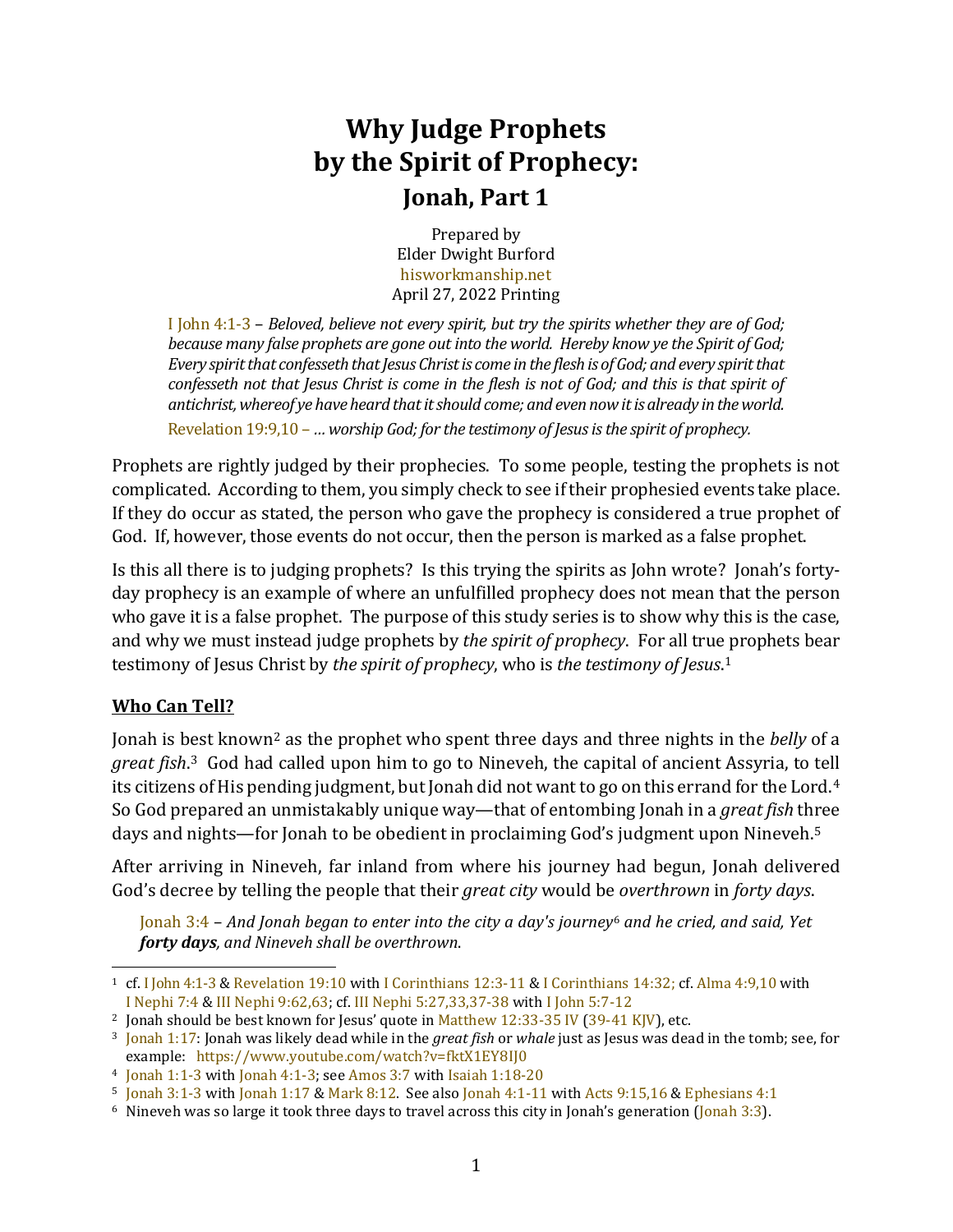# Why Judge Prophets by the Spirit of Prophecy:

## Jonah, Part 1

Prepared by
Elder Dwight Burford
hisworkmanship.net
April 27, 2022 Printing

> I John 4:1-3 – *Beloved, believe not every spirit, but try the spirits whether they are of God; because many false prophets are gone out into the world. Hereby know ye the Spirit of God; Every spirit that confesseth that Jesus Christ is come in the flesh is of God; and every spirit that confesseth not that Jesus Christ is come in the flesh is not of God; and this is that spirit of antichrist, whereof ye have heard that it should come; and even now it is already in the world.*
>
> Revelation 19:9,10 – *… worship God; for the testimony of Jesus is the spirit of prophecy.*

Prophets are rightly judged by their prophecies. To some people, testing the prophets is not complicated. According to them, you simply check to see if their prophesied events take place. If they do occur as stated, the person who gave the prophecy is considered a true prophet of God. If, however, those events do not occur, then the person is marked as a false prophet.

Is this all there is to judging prophets? Is this trying the spirits as John wrote? Jonah's forty-day prophecy is an example of where an unfulfilled prophecy does not mean that the person who gave it is a false prophet. The purpose of this study series is to show why this is the case, and why we must instead judge prophets by *the spirit of prophecy*. For all true prophets bear testimony of Jesus Christ by *the spirit of prophecy*, who is *the testimony of Jesus*.[1]

### Who Can Tell?

Jonah is best known[2] as the prophet who spent three days and three nights in the *belly* of a *great fish*.[3] God had called upon him to go to Nineveh, the capital of ancient Assyria, to tell its citizens of His pending judgment, but Jonah did not want to go on this errand for the Lord.[4] So God prepared an unmistakably unique way—that of entombing Jonah in a *great fish* three days and nights—for Jonah to be obedient in proclaiming God's judgment upon Nineveh.[5]

After arriving in Nineveh, far inland from where his journey had begun, Jonah delivered God's decree by telling the people that their *great city* would be *overthrown* in *forty days*.

> Jonah 3:4 – *And Jonah began to enter into the city a day's journey*[6] *and he cried, and said, Yet **forty days**, and Nineveh shall be overthrown*.

---

1 cf. I John 4:1-3 & Revelation 19:10 with I Corinthians 12:3-11 & I Corinthians 14:32; cf. Alma 4:9,10 with I Nephi 7:4 & III Nephi 9:62,63; cf. III Nephi 5:27,33,37-38 with I John 5:7-12

2 Jonah should be best known for Jesus' quote in Matthew 12:33-35 IV (39-41 KJV), etc.

3 Jonah 1:17: Jonah was likely dead while in the *great fish* or *whale* just as Jesus was dead in the tomb; see, for example: https://www.youtube.com/watch?v=fktX1EY8IJ0

4 Jonah 1:1-3 with Jonah 4:1-3; see Amos 3:7 with Isaiah 1:18-20

5 Jonah 3:1-3 with Jonah 1:17 & Mark 8:12. See also Jonah 4:1-11 with Acts 9:15,16 & Ephesians 4:1

6 Nineveh was so large it took three days to travel across this city in Jonah's generation (Jonah 3:3).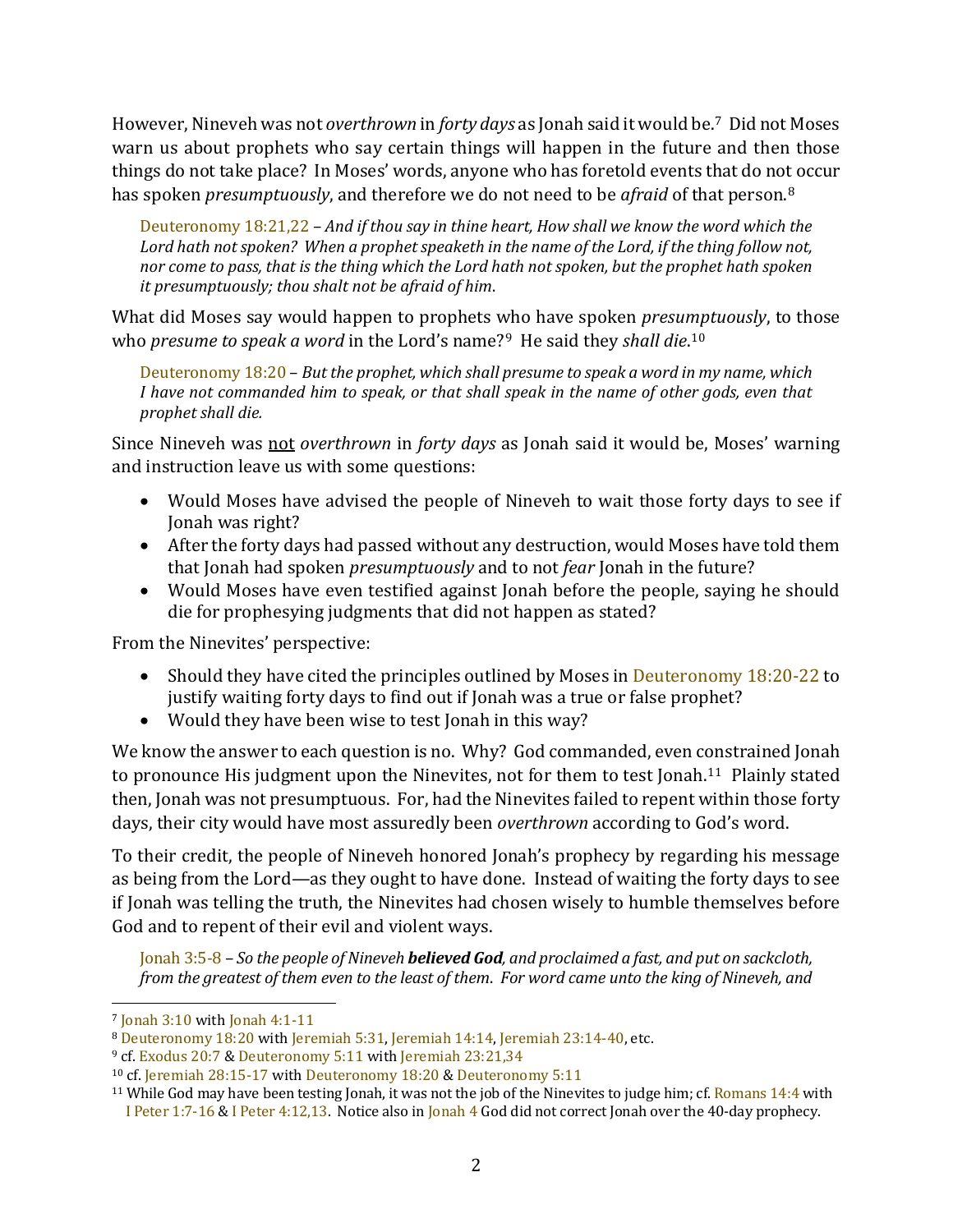However, Nineveh was not *overthrown* in *forty days* as Jonah said it would be.[7] Did not Moses warn us about prophets who say certain things will happen in the future and then those things do not take place? In Moses' words, anyone who has foretold events that do not occur has spoken *presumptuously*, and therefore we do not need to be *afraid* of that person.[8]

> Deuteronomy 18:21,22 – *And if thou say in thine heart, How shall we know the word which the Lord hath not spoken? When a prophet speaketh in the name of the Lord, if the thing follow not, nor come to pass, that is the thing which the Lord hath not spoken, but the prophet hath spoken it presumptuously; thou shalt not be afraid of him*.

What did Moses say would happen to prophets who have spoken *presumptuously*, to those who *presume to speak a word* in the Lord's name?[9] He said they *shall die*.[10]

> Deuteronomy 18:20 – *But the prophet, which shall presume to speak a word in my name, which I have not commanded him to speak, or that shall speak in the name of other gods, even that prophet shall die.*

Since Nineveh was <u>not</u> *overthrown* in *forty days* as Jonah said it would be, Moses' warning and instruction leave us with some questions:

- Would Moses have advised the people of Nineveh to wait those forty days to see if Jonah was right?
- After the forty days had passed without any destruction, would Moses have told them that Jonah had spoken *presumptuously* and to not *fear* Jonah in the future?
- Would Moses have even testified against Jonah before the people, saying he should die for prophesying judgments that did not happen as stated?

From the Ninevites' perspective:

- Should they have cited the principles outlined by Moses in Deuteronomy 18:20-22 to justify waiting forty days to find out if Jonah was a true or false prophet?
- Would they have been wise to test Jonah in this way?

We know the answer to each question is no. Why? God commanded, even constrained Jonah to pronounce His judgment upon the Ninevites, not for them to test Jonah.[11] Plainly stated then, Jonah was not presumptuous. For, had the Ninevites failed to repent within those forty days, their city would have most assuredly been *overthrown* according to God's word.

To their credit, the people of Nineveh honored Jonah's prophecy by regarding his message as being from the Lord—as they ought to have done. Instead of waiting the forty days to see if Jonah was telling the truth, the Ninevites had chosen wisely to humble themselves before God and to repent of their evil and violent ways.

> Jonah 3:5-8 – *So the people of Nineveh **believed God**, and proclaimed a fast, and put on sackcloth, from the greatest of them even to the least of them. For word came unto the king of Nineveh, and*

---

[7] Jonah 3:10 with Jonah 4:1-11

[8] Deuteronomy 18:20 with Jeremiah 5:31, Jeremiah 14:14, Jeremiah 23:14-40, etc.

[9] cf. Exodus 20:7 & Deuteronomy 5:11 with Jeremiah 23:21,34

[10] cf. Jeremiah 28:15-17 with Deuteronomy 18:20 & Deuteronomy 5:11

[11] While God may have been testing Jonah, it was not the job of the Ninevites to judge him; cf. Romans 14:4 with I Peter 1:7-16 & I Peter 4:12,13. Notice also in Jonah 4 God did not correct Jonah over the 40-day prophecy.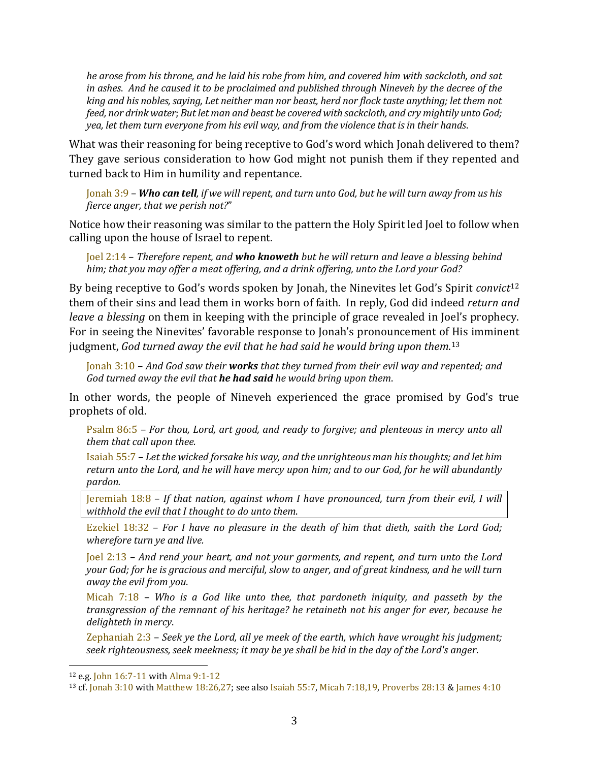*he arose from his throne, and he laid his robe from him, and covered him with sackcloth, and sat in ashes. And he caused it to be proclaimed and published through Nineveh by the decree of the king and his nobles, saying, Let neither man nor beast, herd nor flock taste anything; let them not feed, nor drink water; But let man and beast be covered with sackcloth, and cry mightily unto God; yea, let them turn everyone from his evil way, and from the violence that is in their hands.*

What was their reasoning for being receptive to God's word which Jonah delivered to them? They gave serious consideration to how God might not punish them if they repented and turned back to Him in humility and repentance.

> Jonah 3:9 – ***Who can tell**, if we will repent, and turn unto God, but he will turn away from us his fierce anger, that we perish not?*"

Notice how their reasoning was similar to the pattern the Holy Spirit led Joel to follow when calling upon the house of Israel to repent.

> Joel 2:14 – *Therefore repent, and **who knoweth** but he will return and leave a blessing behind him; that you may offer a meat offering, and a drink offering, unto the Lord your God?*

By being receptive to God's words spoken by Jonah, the Ninevites let God's Spirit *convict*[12] them of their sins and lead them in works born of faith. In reply, God did indeed *return and leave a blessing* on them in keeping with the principle of grace revealed in Joel's prophecy. For in seeing the Ninevites' favorable response to Jonah's pronouncement of His imminent judgment, *God turned away the evil that he had said he would bring upon them.*[13]

> Jonah 3:10 – *And God saw their **works** that they turned from their evil way and repented; and God turned away the evil that **he had said** he would bring upon them.*

In other words, the people of Nineveh experienced the grace promised by God's true prophets of old.

> Psalm 86:5 – *For thou, Lord, art good, and ready to forgive; and plenteous in mercy unto all them that call upon thee.*
>
> Isaiah 55:7 – *Let the wicked forsake his way, and the unrighteous man his thoughts; and let him return unto the Lord, and he will have mercy upon him; and to our God, for he will abundantly pardon.*
>
> Jeremiah 18:8 – *If that nation, against whom I have pronounced, turn from their evil, I will withhold the evil that I thought to do unto them.*
>
> Ezekiel 18:32 – *For I have no pleasure in the death of him that dieth, saith the Lord God; wherefore turn ye and live.*
>
> Joel 2:13 – *And rend your heart, and not your garments, and repent, and turn unto the Lord your God; for he is gracious and merciful, slow to anger, and of great kindness, and he will turn away the evil from you.*
>
> Micah 7:18 – *Who is a God like unto thee, that pardoneth iniquity, and passeth by the transgression of the remnant of his heritage? he retaineth not his anger for ever, because he delighteth in mercy.*
>
> Zephaniah 2:3 – *Seek ye the Lord, all ye meek of the earth, which have wrought his judgment; seek righteousness, seek meekness; it may be ye shall be hid in the day of the Lord's anger.*

---

[12] e.g. John 16:7-11 with Alma 9:1-12

[13] cf. Jonah 3:10 with Matthew 18:26,27; see also Isaiah 55:7, Micah 7:18,19, Proverbs 28:13 & James 4:10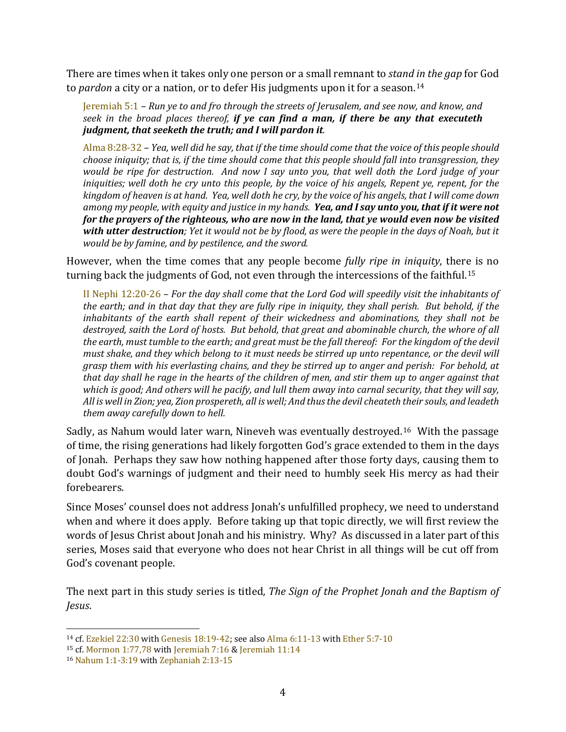There are times when it takes only one person or a small remnant to *stand in the gap* for God to *pardon* a city or a nation, or to defer His judgments upon it for a season.[14]

> Jeremiah 5:1 – *Run ye to and fro through the streets of Jerusalem, and see now, and know, and seek in the broad places thereof, **if ye can find a man, if there be any that executeth judgment, that seeketh the truth; and I will pardon it**.*

> Alma 8:28-32 – *Yea, well did he say, that if the time should come that the voice of this people should choose iniquity; that is, if the time should come that this people should fall into transgression, they would be ripe for destruction. And now I say unto you, that well doth the Lord judge of your iniquities; well doth he cry unto this people, by the voice of his angels, Repent ye, repent, for the kingdom of heaven is at hand. Yea, well doth he cry, by the voice of his angels, that I will come down among my people, with equity and justice in my hands. **Yea, and I say unto you, that if it were not for the prayers of the righteous, who are now in the land, that ye would even now be visited with utter destruction**; Yet it would not be by flood, as were the people in the days of Noah, but it would be by famine, and by pestilence, and the sword.*

However, when the time comes that any people become *fully ripe in iniquity*, there is no turning back the judgments of God, not even through the intercessions of the faithful.[15]

> II Nephi 12:20-26 – *For the day shall come that the Lord God will speedily visit the inhabitants of the earth; and in that day that they are fully ripe in iniquity, they shall perish. But behold, if the inhabitants of the earth shall repent of their wickedness and abominations, they shall not be destroyed, saith the Lord of hosts. But behold, that great and abominable church, the whore of all the earth, must tumble to the earth; and great must be the fall thereof: For the kingdom of the devil must shake, and they which belong to it must needs be stirred up unto repentance, or the devil will grasp them with his everlasting chains, and they be stirred up to anger and perish: For behold, at that day shall he rage in the hearts of the children of men, and stir them up to anger against that which is good; And others will he pacify, and lull them away into carnal security, that they will say, All is well in Zion; yea, Zion prospereth, all is well; And thus the devil cheateth their souls, and leadeth them away carefully down to hell.*

Sadly, as Nahum would later warn, Nineveh was eventually destroyed.[16] With the passage of time, the rising generations had likely forgotten God's grace extended to them in the days of Jonah. Perhaps they saw how nothing happened after those forty days, causing them to doubt God's warnings of judgment and their need to humbly seek His mercy as had their forebearers.

Since Moses' counsel does not address Jonah's unfulfilled prophecy, we need to understand when and where it does apply. Before taking up that topic directly, we will first review the words of Jesus Christ about Jonah and his ministry. Why? As discussed in a later part of this series, Moses said that everyone who does not hear Christ in all things will be cut off from God's covenant people.

The next part in this study series is titled, *The Sign of the Prophet Jonah and the Baptism of Jesus*.

---

[14] cf. Ezekiel 22:30 with Genesis 18:19-42; see also Alma 6:11-13 with Ether 5:7-10

[15] cf. Mormon 1:77,78 with Jeremiah 7:16 & Jeremiah 11:14

[16] Nahum 1:1-3:19 with Zephaniah 2:13-15